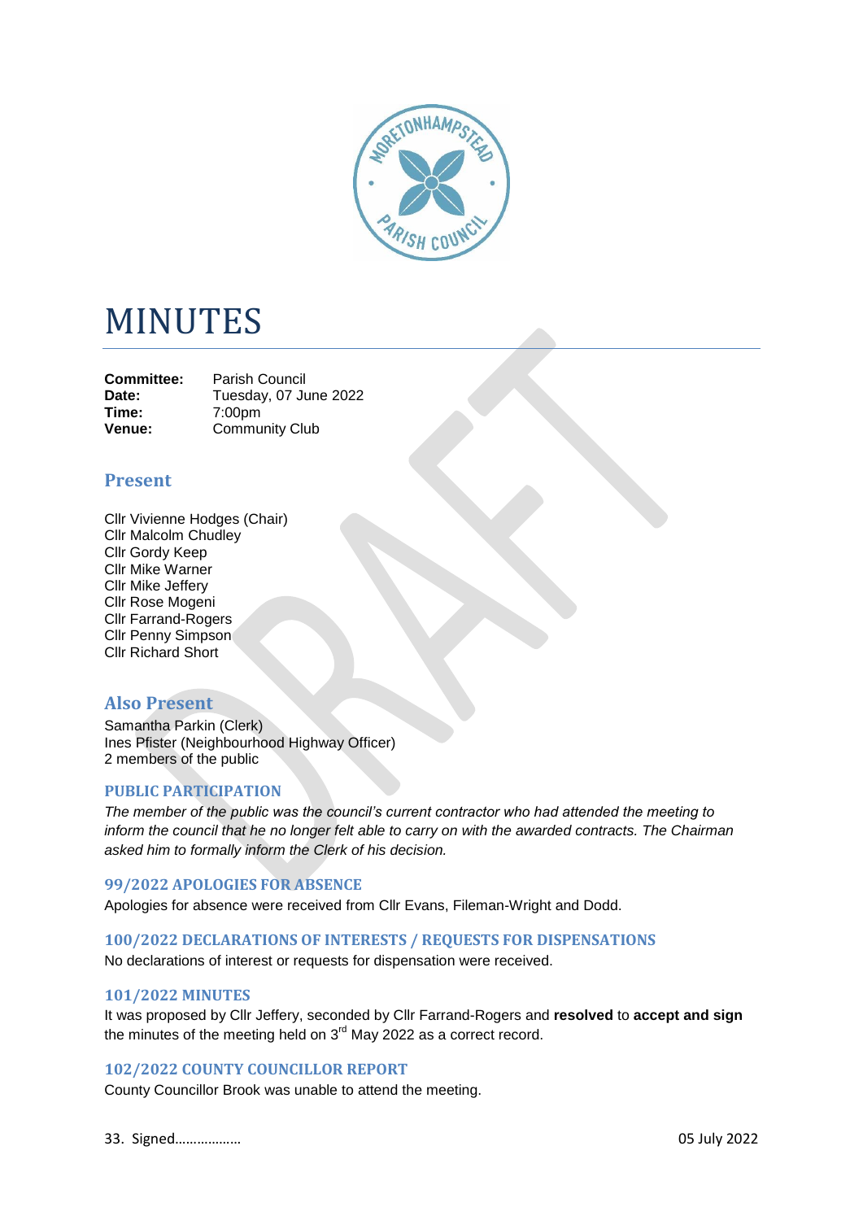# MINUTES

**Committee:** Parish Council
**Date:** Tuesday, 07 June 2022
**Time:** 7:00pm
**Venue:** Community Club

## Present

Cllr Vivienne Hodges (Chair)
Cllr Malcolm Chudley
Cllr Gordy Keep
Cllr Mike Warner
Cllr Mike Jeffery
Cllr Rose Mogeni
Cllr Farrand-Rogers
Cllr Penny Simpson
Cllr Richard Short

## Also Present

Samantha Parkin (Clerk)
Ines Pfister (Neighbourhood Highway Officer)
2 members of the public

### PUBLIC PARTICIPATION

*The member of the public was the council's current contractor who had attended the meeting to inform the council that he no longer felt able to carry on with the awarded contracts. The Chairman asked him to formally inform the Clerk of his decision.*

### 99/2022 APOLOGIES FOR ABSENCE

Apologies for absence were received from Cllr Evans, Fileman-Wright and Dodd.

### 100/2022 DECLARATIONS OF INTERESTS / REQUESTS FOR DISPENSATIONS

No declarations of interest or requests for dispensation were received.

### 101/2022 MINUTES

It was proposed by Cllr Jeffery, seconded by Cllr Farrand-Rogers and **resolved** to **accept and sign** the minutes of the meeting held on 3rd May 2022 as a correct record.

### 102/2022 COUNTY COUNCILLOR REPORT

County Councillor Brook was unable to attend the meeting.

33. Signed……………… 05 July 2022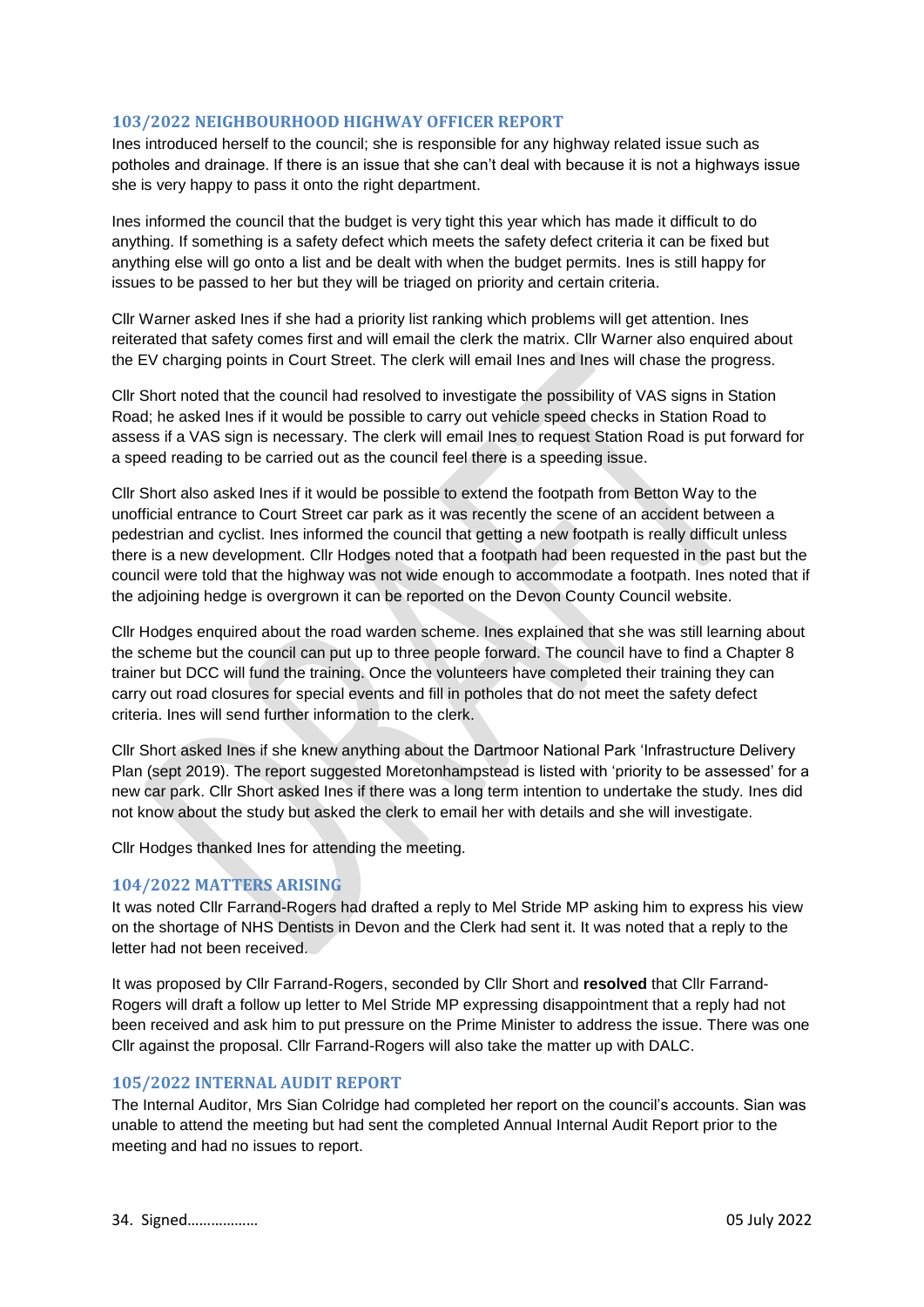## 103/2022 NEIGHBOURHOOD HIGHWAY OFFICER REPORT

Ines introduced herself to the council; she is responsible for any highway related issue such as potholes and drainage. If there is an issue that she can't deal with because it is not a highways issue she is very happy to pass it onto the right department.

Ines informed the council that the budget is very tight this year which has made it difficult to do anything. If something is a safety defect which meets the safety defect criteria it can be fixed but anything else will go onto a list and be dealt with when the budget permits. Ines is still happy for issues to be passed to her but they will be triaged on priority and certain criteria.

Cllr Warner asked Ines if she had a priority list ranking which problems will get attention. Ines reiterated that safety comes first and will email the clerk the matrix. Cllr Warner also enquired about the EV charging points in Court Street. The clerk will email Ines and Ines will chase the progress.

Cllr Short noted that the council had resolved to investigate the possibility of VAS signs in Station Road; he asked Ines if it would be possible to carry out vehicle speed checks in Station Road to assess if a VAS sign is necessary. The clerk will email Ines to request Station Road is put forward for a speed reading to be carried out as the council feel there is a speeding issue.

Cllr Short also asked Ines if it would be possible to extend the footpath from Betton Way to the unofficial entrance to Court Street car park as it was recently the scene of an accident between a pedestrian and cyclist. Ines informed the council that getting a new footpath is really difficult unless there is a new development. Cllr Hodges noted that a footpath had been requested in the past but the council were told that the highway was not wide enough to accommodate a footpath. Ines noted that if the adjoining hedge is overgrown it can be reported on the Devon County Council website.

Cllr Hodges enquired about the road warden scheme. Ines explained that she was still learning about the scheme but the council can put up to three people forward. The council have to find a Chapter 8 trainer but DCC will fund the training. Once the volunteers have completed their training they can carry out road closures for special events and fill in potholes that do not meet the safety defect criteria. Ines will send further information to the clerk.

Cllr Short asked Ines if she knew anything about the Dartmoor National Park 'Infrastructure Delivery Plan (sept 2019). The report suggested Moretonhampstead is listed with 'priority to be assessed' for a new car park. Cllr Short asked Ines if there was a long term intention to undertake the study. Ines did not know about the study but asked the clerk to email her with details and she will investigate.

Cllr Hodges thanked Ines for attending the meeting.

## 104/2022 MATTERS ARISING

It was noted Cllr Farrand-Rogers had drafted a reply to Mel Stride MP asking him to express his view on the shortage of NHS Dentists in Devon and the Clerk had sent it. It was noted that a reply to the letter had not been received.

It was proposed by Cllr Farrand-Rogers, seconded by Cllr Short and **resolved** that Cllr Farrand-Rogers will draft a follow up letter to Mel Stride MP expressing disappointment that a reply had not been received and ask him to put pressure on the Prime Minister to address the issue. There was one Cllr against the proposal. Cllr Farrand-Rogers will also take the matter up with DALC.

## 105/2022 INTERNAL AUDIT REPORT

The Internal Auditor, Mrs Sian Colridge had completed her report on the council's accounts. Sian was unable to attend the meeting but had sent the completed Annual Internal Audit Report prior to the meeting and had no issues to report.

34. Signed……………… 05 July 2022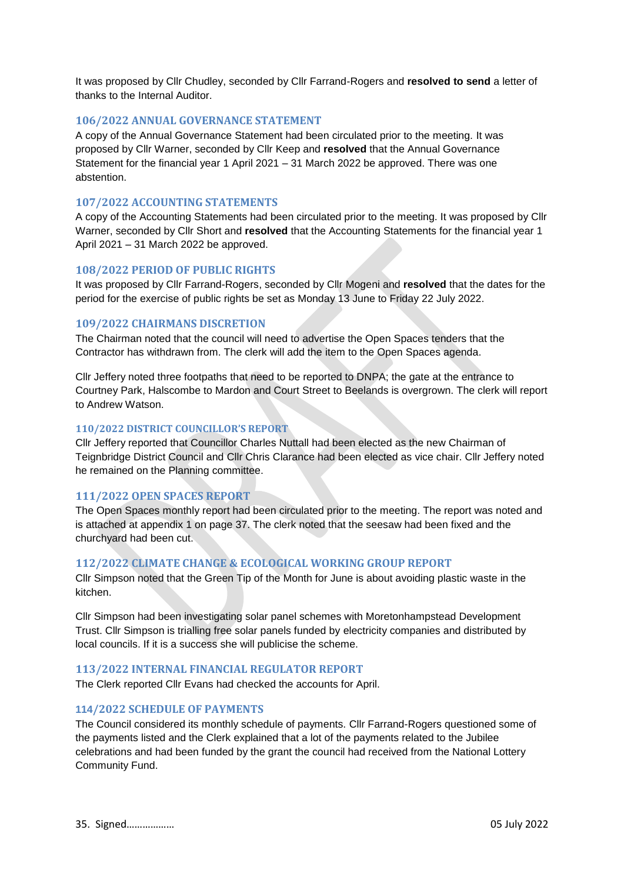It was proposed by Cllr Chudley, seconded by Cllr Farrand-Rogers and **resolved to send** a letter of thanks to the Internal Auditor.

### 106/2022 ANNUAL GOVERNANCE STATEMENT

A copy of the Annual Governance Statement had been circulated prior to the meeting. It was proposed by Cllr Warner, seconded by Cllr Keep and **resolved** that the Annual Governance Statement for the financial year 1 April 2021 – 31 March 2022 be approved. There was one abstention.

### 107/2022 ACCOUNTING STATEMENTS

A copy of the Accounting Statements had been circulated prior to the meeting. It was proposed by Cllr Warner, seconded by Cllr Short and **resolved** that the Accounting Statements for the financial year 1 April 2021 – 31 March 2022 be approved.

### 108/2022 PERIOD OF PUBLIC RIGHTS

It was proposed by Cllr Farrand-Rogers, seconded by Cllr Mogeni and **resolved** that the dates for the period for the exercise of public rights be set as Monday 13 June to Friday 22 July 2022.

### 109/2022 CHAIRMANS DISCRETION

The Chairman noted that the council will need to advertise the Open Spaces tenders that the Contractor has withdrawn from. The clerk will add the item to the Open Spaces agenda.

Cllr Jeffery noted three footpaths that need to be reported to DNPA; the gate at the entrance to Courtney Park, Halscombe to Mardon and Court Street to Beelands is overgrown. The clerk will report to Andrew Watson.

### 110/2022 DISTRICT COUNCILLOR'S REPORT

Cllr Jeffery reported that Councillor Charles Nuttall had been elected as the new Chairman of Teignbridge District Council and Cllr Chris Clarance had been elected as vice chair. Cllr Jeffery noted he remained on the Planning committee.

### 111/2022 OPEN SPACES REPORT

The Open Spaces monthly report had been circulated prior to the meeting. The report was noted and is attached at appendix 1 on page 37. The clerk noted that the seesaw had been fixed and the churchyard had been cut.

### 112/2022 CLIMATE CHANGE & ECOLOGICAL WORKING GROUP REPORT

Cllr Simpson noted that the Green Tip of the Month for June is about avoiding plastic waste in the kitchen.

Cllr Simpson had been investigating solar panel schemes with Moretonhampstead Development Trust. Cllr Simpson is trialling free solar panels funded by electricity companies and distributed by local councils. If it is a success she will publicise the scheme.

### 113/2022 INTERNAL FINANCIAL REGULATOR REPORT

The Clerk reported Cllr Evans had checked the accounts for April.

### 114/2022 SCHEDULE OF PAYMENTS

The Council considered its monthly schedule of payments. Cllr Farrand-Rogers questioned some of the payments listed and the Clerk explained that a lot of the payments related to the Jubilee celebrations and had been funded by the grant the council had received from the National Lottery Community Fund.

35. Signed……………… 05 July 2022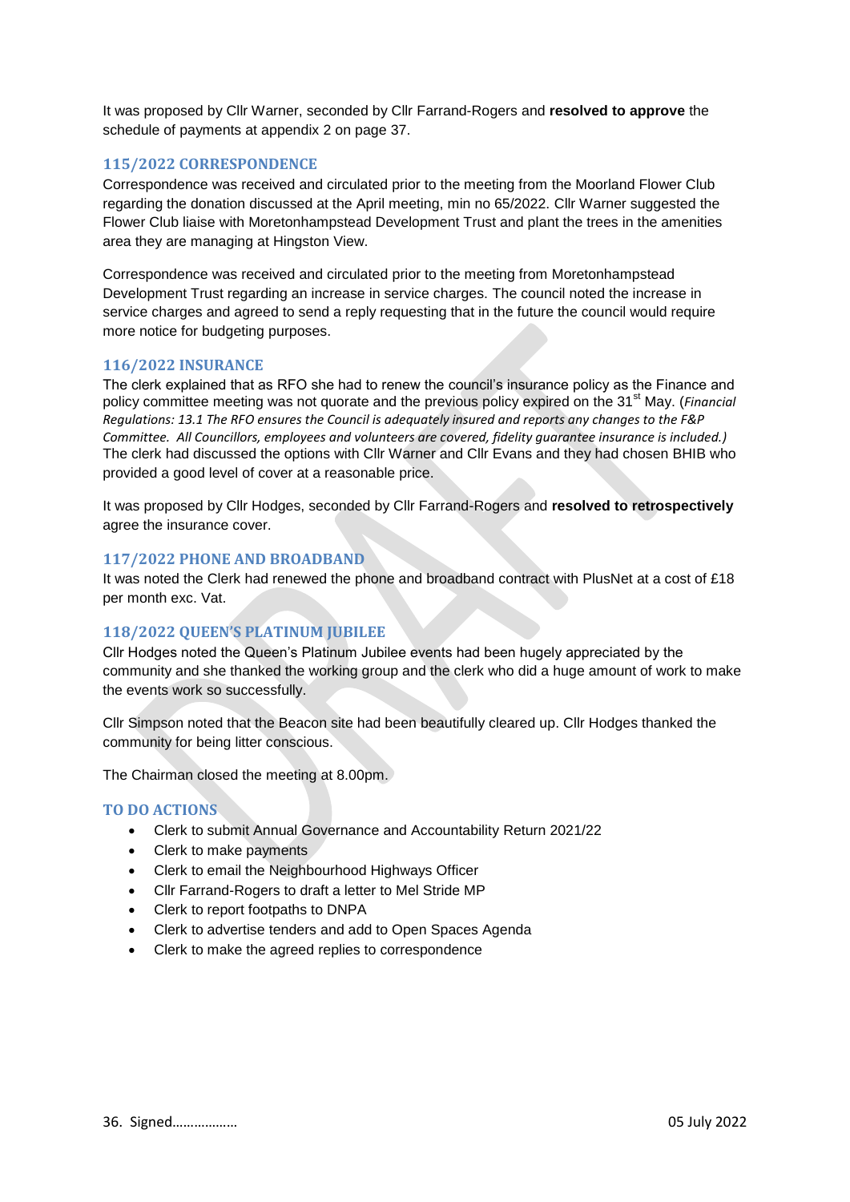It was proposed by Cllr Warner, seconded by Cllr Farrand-Rogers and **resolved to approve** the schedule of payments at appendix 2 on page 37.

### 115/2022 CORRESPONDENCE

Correspondence was received and circulated prior to the meeting from the Moorland Flower Club regarding the donation discussed at the April meeting, min no 65/2022. Cllr Warner suggested the Flower Club liaise with Moretonhampstead Development Trust and plant the trees in the amenities area they are managing at Hingston View.

Correspondence was received and circulated prior to the meeting from Moretonhampstead Development Trust regarding an increase in service charges. The council noted the increase in service charges and agreed to send a reply requesting that in the future the council would require more notice for budgeting purposes.

### 116/2022 INSURANCE

The clerk explained that as RFO she had to renew the council's insurance policy as the Finance and policy committee meeting was not quorate and the previous policy expired on the 31st May. (*Financial Regulations: 13.1 The RFO ensures the Council is adequately insured and reports any changes to the F&P Committee. All Councillors, employees and volunteers are covered, fidelity guarantee insurance is included.)* The clerk had discussed the options with Cllr Warner and Cllr Evans and they had chosen BHIB who provided a good level of cover at a reasonable price.

It was proposed by Cllr Hodges, seconded by Cllr Farrand-Rogers and **resolved to retrospectively** agree the insurance cover.

### 117/2022 PHONE AND BROADBAND

It was noted the Clerk had renewed the phone and broadband contract with PlusNet at a cost of £18 per month exc. Vat.

### 118/2022 QUEEN'S PLATINUM JUBILEE

Cllr Hodges noted the Queen's Platinum Jubilee events had been hugely appreciated by the community and she thanked the working group and the clerk who did a huge amount of work to make the events work so successfully.

Cllr Simpson noted that the Beacon site had been beautifully cleared up. Cllr Hodges thanked the community for being litter conscious.

The Chairman closed the meeting at 8.00pm.

### TO DO ACTIONS

- Clerk to submit Annual Governance and Accountability Return 2021/22
- Clerk to make payments
- Clerk to email the Neighbourhood Highways Officer
- Cllr Farrand-Rogers to draft a letter to Mel Stride MP
- Clerk to report footpaths to DNPA
- Clerk to advertise tenders and add to Open Spaces Agenda
- Clerk to make the agreed replies to correspondence

36. Signed……………… 05 July 2022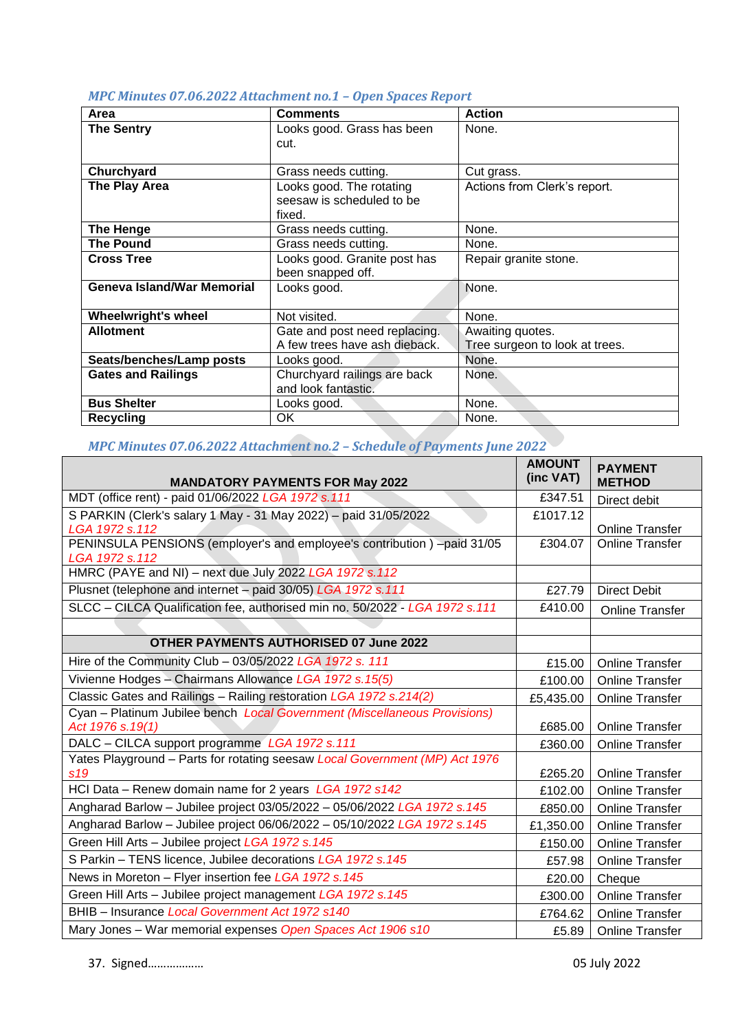*MPC Minutes 07.06.2022 Attachment no.1 – Open Spaces Report*

| Area | Comments | Action |
|---|---|---|
| **The Sentry** | Looks good. Grass has been cut. | None. |
| **Churchyard** | Grass needs cutting. | Cut grass. |
| **The Play Area** | Looks good. The rotating seesaw is scheduled to be fixed. | Actions from Clerk's report. |
| **The Henge** | Grass needs cutting. | None. |
| **The Pound** | Grass needs cutting. | None. |
| **Cross Tree** | Looks good. Granite post has been snapped off. | Repair granite stone. |
| **Geneva Island/War Memorial** | Looks good. | None. |
| **Wheelwright's wheel** | Not visited. | None. |
| **Allotment** | Gate and post need replacing. A few trees have ash dieback. | Awaiting quotes. Tree surgeon to look at trees. |
| **Seats/benches/Lamp posts** | Looks good. | None. |
| **Gates and Railings** | Churchyard railings are back and look fantastic. | None. |
| **Bus Shelter** | Looks good. | None. |
| **Recycling** | OK | None. |

*MPC Minutes 07.06.2022 Attachment no.2 – Schedule of Payments June 2022*

| MANDATORY PAYMENTS FOR May 2022 | AMOUNT (inc VAT) | PAYMENT METHOD |
|---|---|---|
| MDT (office rent) - paid 01/06/2022 *LGA 1972 s.111* | £347.51 | Direct debit |
| S PARKIN (Clerk's salary 1 May - 31 May 2022) – paid 31/05/2022 *LGA 1972 s.112* | £1017.12 | Online Transfer |
| PENINSULA PENSIONS (employer's and employee's contribution ) –paid 31/05 *LGA 1972 s.112* | £304.07 | Online Transfer |
| HMRC (PAYE and NI) – next due July 2022 *LGA 1972 s.112* | | |
| Plusnet (telephone and internet – paid 30/05) *LGA 1972 s.111* | £27.79 | Direct Debit |
| SLCC – CILCA Qualification fee, authorised min no. 50/2022 - *LGA 1972 s.111* | £410.00 | Online Transfer |
| | | |
| **OTHER PAYMENTS AUTHORISED 07 June 2022** | | |
| Hire of the Community Club – 03/05/2022 *LGA 1972 s. 111* | £15.00 | Online Transfer |
| Vivienne Hodges – Chairmans Allowance *LGA 1972 s.15(5)* | £100.00 | Online Transfer |
| Classic Gates and Railings – Railing restoration *LGA 1972 s.214(2)* | £5,435.00 | Online Transfer |
| Cyan – Platinum Jubilee bench *Local Government (Miscellaneous Provisions) Act 1976 s.19(1)* | £685.00 | Online Transfer |
| DALC – CILCA support programme *LGA 1972 s.111* | £360.00 | Online Transfer |
| Yates Playground – Parts for rotating seesaw *Local Government (MP) Act 1976 s19* | £265.20 | Online Transfer |
| HCI Data – Renew domain name for 2 years *LGA 1972 s142* | £102.00 | Online Transfer |
| Angharad Barlow – Jubilee project 03/05/2022 – 05/06/2022 *LGA 1972 s.145* | £850.00 | Online Transfer |
| Angharad Barlow – Jubilee project 06/06/2022 – 05/10/2022 *LGA 1972 s.145* | £1,350.00 | Online Transfer |
| Green Hill Arts – Jubilee project *LGA 1972 s.145* | £150.00 | Online Transfer |
| S Parkin – TENS licence, Jubilee decorations *LGA 1972 s.145* | £57.98 | Online Transfer |
| News in Moreton – Flyer insertion fee *LGA 1972 s.145* | £20.00 | Cheque |
| Green Hill Arts – Jubilee project management *LGA 1972 s.145* | £300.00 | Online Transfer |
| BHIB – Insurance *Local Government Act 1972 s140* | £764.62 | Online Transfer |
| Mary Jones – War memorial expenses *Open Spaces Act 1906 s10* | £5.89 | Online Transfer |

37. Signed……………… 05 July 2022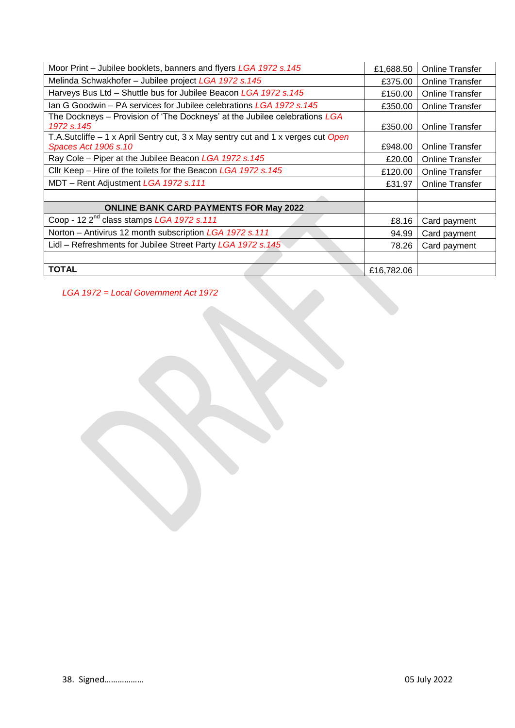| | | |
|---|---|---|
| Moor Print – Jubilee booklets, banners and flyers *LGA 1972 s.145* | £1,688.50 | Online Transfer |
| Melinda Schwakhofer – Jubilee project *LGA 1972 s.145* | £375.00 | Online Transfer |
| Harveys Bus Ltd – Shuttle bus for Jubilee Beacon *LGA 1972 s.145* | £150.00 | Online Transfer |
| Ian G Goodwin – PA services for Jubilee celebrations *LGA 1972 s.145* | £350.00 | Online Transfer |
| The Dockneys – Provision of 'The Dockneys' at the Jubilee celebrations *LGA 1972 s.145* | £350.00 | Online Transfer |
| T.A.Sutcliffe – 1 x April Sentry cut, 3 x May sentry cut and 1 x verges cut *Open Spaces Act 1906 s.10* | £948.00 | Online Transfer |
| Ray Cole – Piper at the Jubilee Beacon *LGA 1972 s.145* | £20.00 | Online Transfer |
| Cllr Keep – Hire of the toilets for the Beacon *LGA 1972 s.145* | £120.00 | Online Transfer |
| MDT – Rent Adjustment *LGA 1972 s.111* | £31.97 | Online Transfer |
| | | |
| **ONLINE BANK CARD PAYMENTS FOR May 2022** | | |
| Coop - 12 2nd class stamps *LGA 1972 s.111* | £8.16 | Card payment |
| Norton – Antivirus 12 month subscription *LGA 1972 s.111* | 94.99 | Card payment |
| Lidl – Refreshments for Jubilee Street Party *LGA 1972 s.145* | 78.26 | Card payment |
| | | |
| **TOTAL** | £16,782.06 | |

*LGA 1972 = Local Government Act 1972*

38. Signed………………

05 July 2022